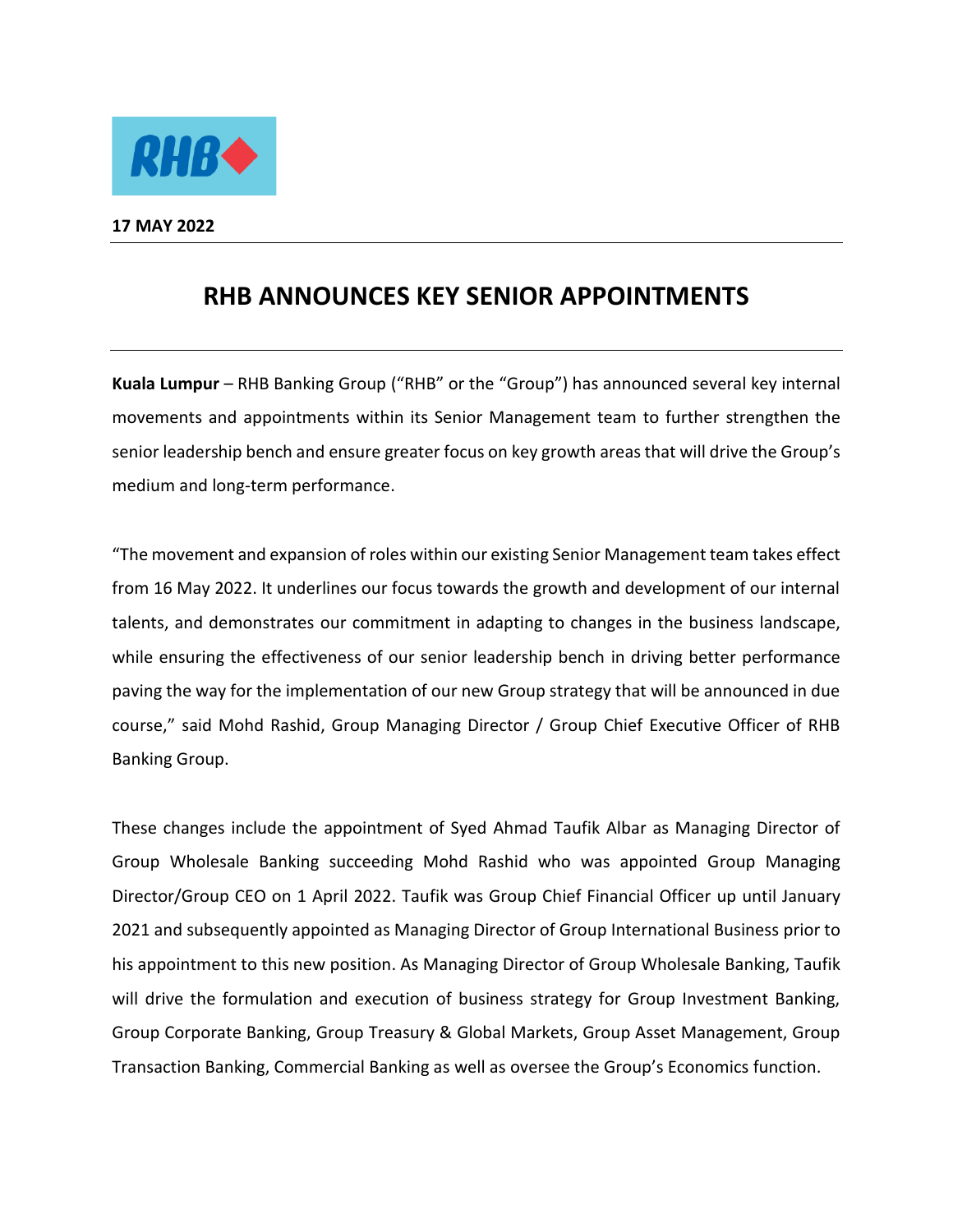**17 MAY 2022**

# RHB ANNOUNCES KEY SENIOR APPOINTMENTS

**Kuala Lumpur** – RHB Banking Group ("RHB" or the "Group") has announced several key internal movements and appointments within its Senior Management team to further strengthen the senior leadership bench and ensure greater focus on key growth areas that will drive the Group's medium and long-term performance.

"The movement and expansion of roles within our existing Senior Management team takes effect from 16 May 2022. It underlines our focus towards the growth and development of our internal talents, and demonstrates our commitment in adapting to changes in the business landscape, while ensuring the effectiveness of our senior leadership bench in driving better performance paving the way for the implementation of our new Group strategy that will be announced in due course," said Mohd Rashid, Group Managing Director / Group Chief Executive Officer of RHB Banking Group.

These changes include the appointment of Syed Ahmad Taufik Albar as Managing Director of Group Wholesale Banking succeeding Mohd Rashid who was appointed Group Managing Director/Group CEO on 1 April 2022. Taufik was Group Chief Financial Officer up until January 2021 and subsequently appointed as Managing Director of Group International Business prior to his appointment to this new position. As Managing Director of Group Wholesale Banking, Taufik will drive the formulation and execution of business strategy for Group Investment Banking, Group Corporate Banking, Group Treasury & Global Markets, Group Asset Management, Group Transaction Banking, Commercial Banking as well as oversee the Group's Economics function.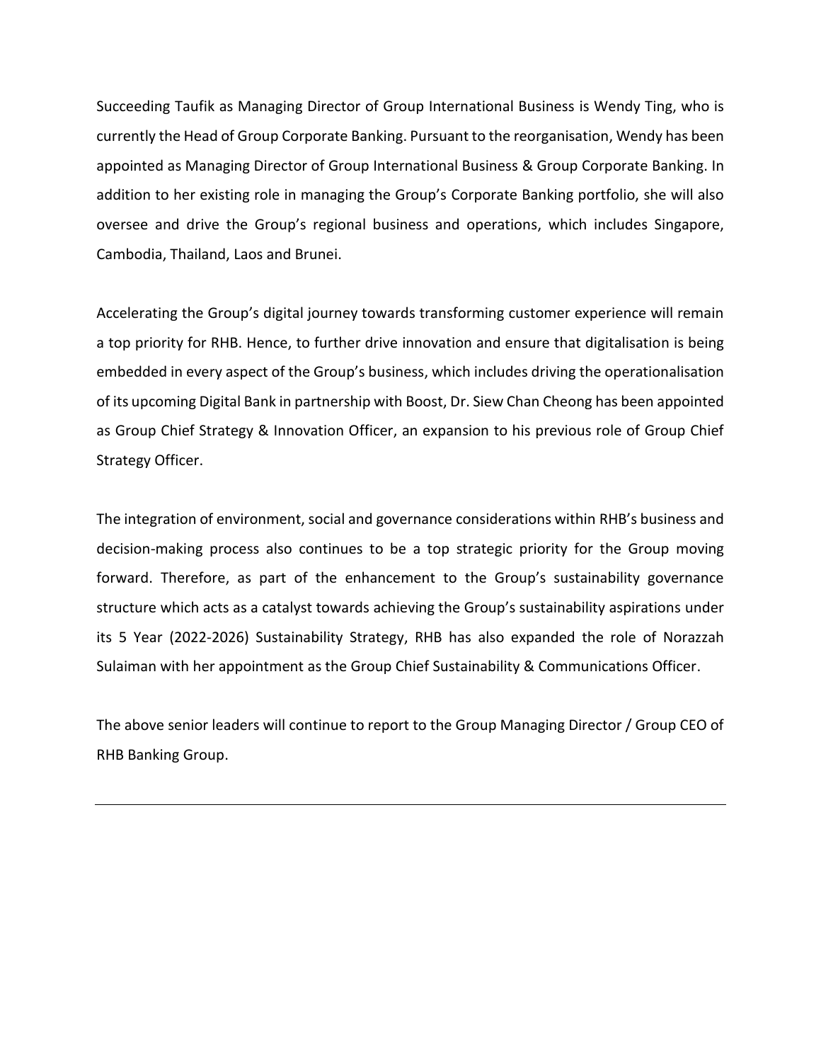Succeeding Taufik as Managing Director of Group International Business is Wendy Ting, who is currently the Head of Group Corporate Banking. Pursuant to the reorganisation, Wendy has been appointed as Managing Director of Group International Business & Group Corporate Banking. In addition to her existing role in managing the Group's Corporate Banking portfolio, she will also oversee and drive the Group's regional business and operations, which includes Singapore, Cambodia, Thailand, Laos and Brunei.

Accelerating the Group's digital journey towards transforming customer experience will remain a top priority for RHB. Hence, to further drive innovation and ensure that digitalisation is being embedded in every aspect of the Group's business, which includes driving the operationalisation of its upcoming Digital Bank in partnership with Boost, Dr. Siew Chan Cheong has been appointed as Group Chief Strategy & Innovation Officer, an expansion to his previous role of Group Chief Strategy Officer.

The integration of environment, social and governance considerations within RHB's business and decision-making process also continues to be a top strategic priority for the Group moving forward. Therefore, as part of the enhancement to the Group's sustainability governance structure which acts as a catalyst towards achieving the Group's sustainability aspirations under its 5 Year (2022-2026) Sustainability Strategy, RHB has also expanded the role of Norazzah Sulaiman with her appointment as the Group Chief Sustainability & Communications Officer.

The above senior leaders will continue to report to the Group Managing Director / Group CEO of RHB Banking Group.

---